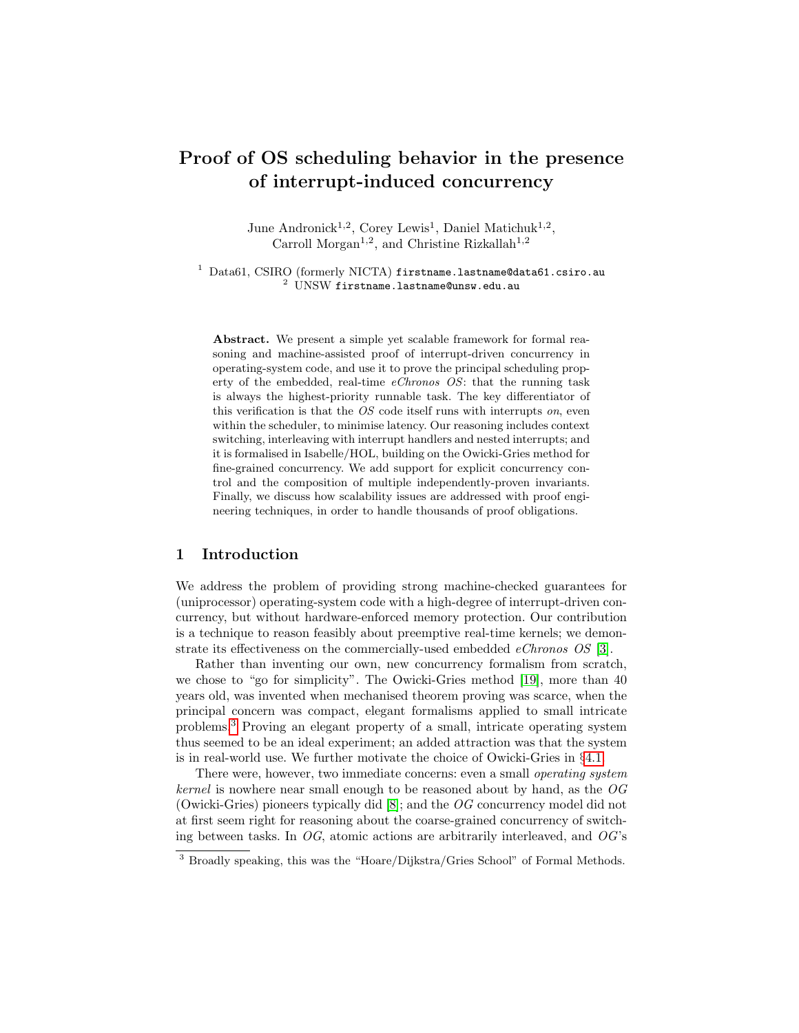# Proof of OS scheduling behavior in the presence of interrupt-induced concurrency

June Andronick[1,2], Corey Lewis[1], Daniel Matichuk[1,2], Carroll Morgan[1,2], and Christine Rizkallah[1,2]

[1] Data61, CSIRO (formerly NICTA) `firstname.lastname@data61.csiro.au`
[2] UNSW `firstname.lastname@unsw.edu.au`

**Abstract.** We present a simple yet scalable framework for formal reasoning and machine-assisted proof of interrupt-driven concurrency in operating-system code, and use it to prove the principal scheduling property of the embedded, real-time *eChronos OS*: that the running task is always the highest-priority runnable task. The key differentiator of this verification is that the *OS* code itself runs with interrupts *on*, even within the scheduler, to minimise latency. Our reasoning includes context switching, interleaving with interrupt handlers and nested interrupts; and it is formalised in Isabelle/HOL, building on the Owicki-Gries method for fine-grained concurrency. We add support for explicit concurrency control and the composition of multiple independently-proven invariants. Finally, we discuss how scalability issues are addressed with proof engineering techniques, in order to handle thousands of proof obligations.

## 1 Introduction

We address the problem of providing strong machine-checked guarantees for (uniprocessor) operating-system code with a high-degree of interrupt-driven concurrency, but without hardware-enforced memory protection. Our contribution is a technique to reason feasibly about preemptive real-time kernels; we demonstrate its effectiveness on the commercially-used embedded *eChronos OS* [3].

Rather than inventing our own, new concurrency formalism from scratch, we chose to "go for simplicity". The Owicki-Gries method [19], more than 40 years old, was invented when mechanised theorem proving was scarce, when the principal concern was compact, elegant formalisms applied to small intricate problems.[3] Proving an elegant property of a small, intricate operating system thus seemed to be an ideal experiment; an added attraction was that the system is in real-world use. We further motivate the choice of Owicki-Gries in §4.1.

There were, however, two immediate concerns: even a small *operating system kernel* is nowhere near small enough to be reasoned about by hand, as the *OG* (Owicki-Gries) pioneers typically did [8]; and the *OG* concurrency model did not at first seem right for reasoning about the coarse-grained concurrency of switching between tasks. In *OG*, atomic actions are arbitrarily interleaved, and *OG*'s

[3] Broadly speaking, this was the "Hoare/Dijkstra/Gries School" of Formal Methods.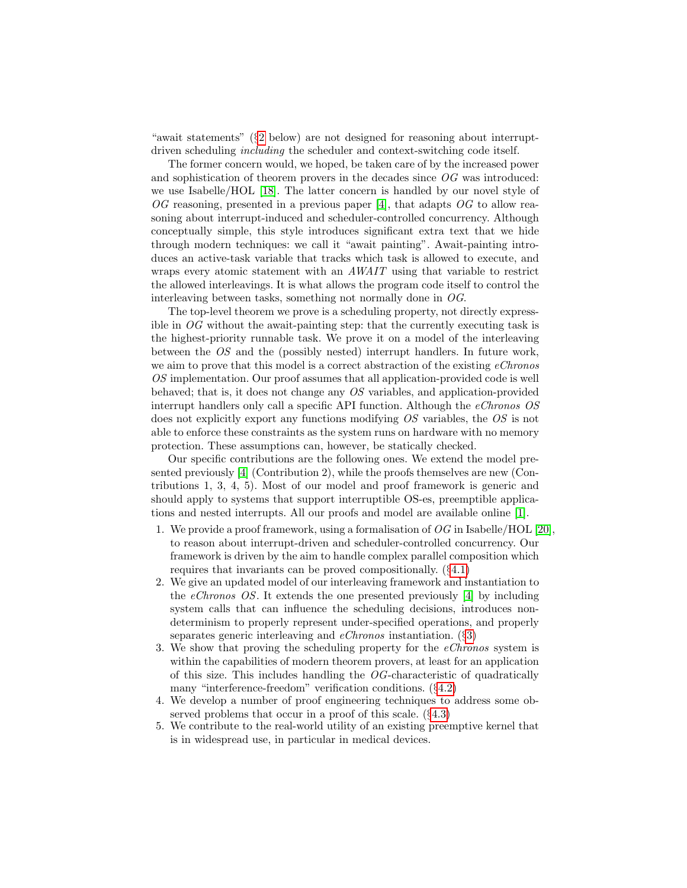"await statements" (§2 below) are not designed for reasoning about interrupt-driven scheduling *including* the scheduler and context-switching code itself.

The former concern would, we hoped, be taken care of by the increased power and sophistication of theorem provers in the decades since *OG* was introduced: we use Isabelle/HOL [18]. The latter concern is handled by our novel style of *OG* reasoning, presented in a previous paper [4], that adapts *OG* to allow reasoning about interrupt-induced and scheduler-controlled concurrency. Although conceptually simple, this style introduces significant extra text that we hide through modern techniques: we call it "await painting". Await-painting introduces an active-task variable that tracks which task is allowed to execute, and wraps every atomic statement with an *AWAIT* using that variable to restrict the allowed interleavings. It is what allows the program code itself to control the interleaving between tasks, something not normally done in *OG*.

The top-level theorem we prove is a scheduling property, not directly expressible in *OG* without the await-painting step: that the currently executing task is the highest-priority runnable task. We prove it on a model of the interleaving between the *OS* and the (possibly nested) interrupt handlers. In future work, we aim to prove that this model is a correct abstraction of the existing *eChronos OS* implementation. Our proof assumes that all application-provided code is well behaved; that is, it does not change any *OS* variables, and application-provided interrupt handlers only call a specific API function. Although the *eChronos OS* does not explicitly export any functions modifying *OS* variables, the *OS* is not able to enforce these constraints as the system runs on hardware with no memory protection. These assumptions can, however, be statically checked.

Our specific contributions are the following ones. We extend the model presented previously [4] (Contribution 2), while the proofs themselves are new (Contributions 1, 3, 4, 5). Most of our model and proof framework is generic and should apply to systems that support interruptible OS-es, preemptible applications and nested interrupts. All our proofs and model are available online [1].

1. We provide a proof framework, using a formalisation of *OG* in Isabelle/HOL [20], to reason about interrupt-driven and scheduler-controlled concurrency. Our framework is driven by the aim to handle complex parallel composition which requires that invariants can be proved compositionally. (§4.1)
2. We give an updated model of our interleaving framework and instantiation to the *eChronos OS*. It extends the one presented previously [4] by including system calls that can influence the scheduling decisions, introduces non-determinism to properly represent under-specified operations, and properly separates generic interleaving and *eChronos* instantiation. (§3)
3. We show that proving the scheduling property for the *eChronos* system is within the capabilities of modern theorem provers, at least for an application of this size. This includes handling the *OG*-characteristic of quadratically many "interference-freedom" verification conditions. (§4.2)
4. We develop a number of proof engineering techniques to address some observed problems that occur in a proof of this scale. (§4.3)
5. We contribute to the real-world utility of an existing preemptive kernel that is in widespread use, in particular in medical devices.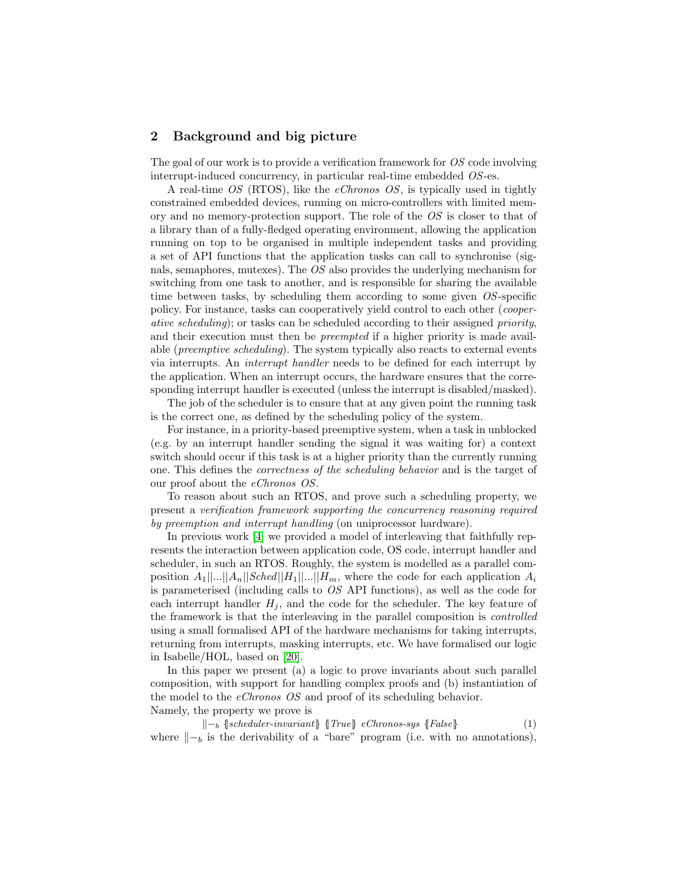## 2 Background and big picture

The goal of our work is to provide a verification framework for *OS* code involving interrupt-induced concurrency, in particular real-time embedded *OS*-es.

A real-time *OS* (RTOS), like the *eChronos OS*, is typically used in tightly constrained embedded devices, running on micro-controllers with limited memory and no memory-protection support. The role of the *OS* is closer to that of a library than of a fully-fledged operating environment, allowing the application running on top to be organised in multiple independent tasks and providing a set of API functions that the application tasks can call to synchronise (signals, semaphores, mutexes). The *OS* also provides the underlying mechanism for switching from one task to another, and is responsible for sharing the available time between tasks, by scheduling them according to some given *OS*-specific policy. For instance, tasks can cooperatively yield control to each other (*cooperative scheduling*); or tasks can be scheduled according to their assigned *priority*, and their execution must then be *preempted* if a higher priority is made available (*preemptive scheduling*). The system typically also reacts to external events via interrupts. An *interrupt handler* needs to be defined for each interrupt by the application. When an interrupt occurs, the hardware ensures that the corresponding interrupt handler is executed (unless the interrupt is disabled/masked).

The job of the scheduler is to ensure that at any given point the running task is the correct one, as defined by the scheduling policy of the system.

For instance, in a priority-based preemptive system, when a task in unblocked (e.g. by an interrupt handler sending the signal it was waiting for) a context switch should occur if this task is at a higher priority than the currently running one. This defines the *correctness of the scheduling behavior* and is the target of our proof about the *eChronos OS*.

To reason about such an RTOS, and prove such a scheduling property, we present a *verification framework supporting the concurrency reasoning required by preemption and interrupt handling* (on uniprocessor hardware).

In previous work [4] we provided a model of interleaving that faithfully represents the interaction between application code, OS code, interrupt handler and scheduler, in such an RTOS. Roughly, the system is modelled as a parallel composition $A_1||...||A_n||Sched||H_1||...||H_m$, where the code for each application $A_i$ is parameterised (including calls to *OS* API functions), as well as the code for each interrupt handler $H_j$, and the code for the scheduler. The key feature of the framework is that the interleaving in the parallel composition is *controlled* using a small formalised API of the hardware mechanisms for taking interrupts, returning from interrupts, masking interrupts, etc. We have formalised our logic in Isabelle/HOL, based on [20].

In this paper we present (a) a logic to prove invariants about such parallel composition, with support for handling complex proofs and (b) instantiation of the model to the *eChronos OS* and proof of its scheduling behavior.
Namely, the property we prove is

$$\Vdash_b \{\!\!\{ \textit{scheduler-invariant} \}\!\!\} \ \{\!\!\{ \textit{True} \}\!\!\} \ \textit{eChronos-sys} \ \{\!\!\{ \textit{False} \}\!\!\} \tag{1}$$

where $\Vdash_b$ is the derivability of a "bare" program (i.e. with no annotations),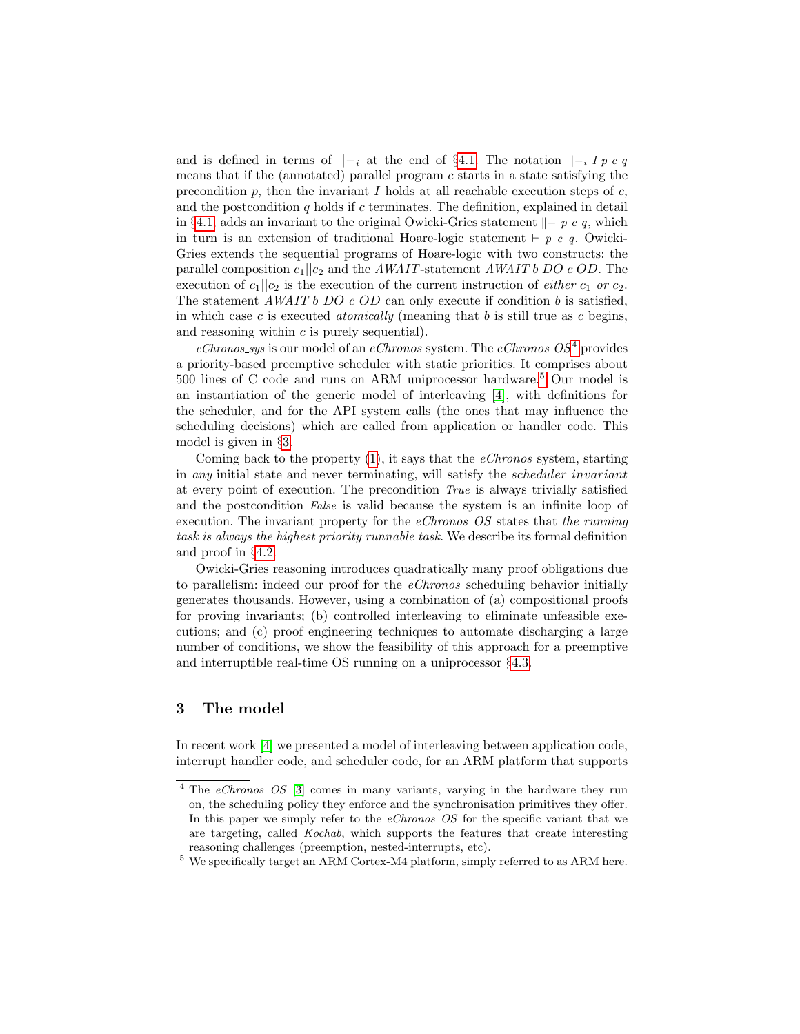and is defined in terms of $\|\!-_i$ at the end of §4.1. The notation $\|\!-_i\ I\ p\ c\ q$ means that if the (annotated) parallel program $c$ starts in a state satisfying the precondition $p$, then the invariant $I$ holds at all reachable execution steps of $c$, and the postcondition $q$ holds if $c$ terminates. The definition, explained in detail in §4.1, adds an invariant to the original Owicki-Gries statement $\|\!-\ p\ c\ q$, which in turn is an extension of traditional Hoare-logic statement $\vdash\ p\ c\ q$. Owicki-Gries extends the sequential programs of Hoare-logic with two constructs: the parallel composition $c_1||c_2$ and the *AWAIT*-statement *AWAIT b DO c OD*. The execution of $c_1||c_2$ is the execution of the current instruction of *either* $c_1$ *or* $c_2$. The statement *AWAIT b DO c OD* can only execute if condition $b$ is satisfied, in which case $c$ is executed *atomically* (meaning that $b$ is still true as $c$ begins, and reasoning within $c$ is purely sequential).

*eChronos_sys* is our model of an *eChronos* system. The *eChronos OS*[4] provides a priority-based preemptive scheduler with static priorities. It comprises about 500 lines of C code and runs on ARM uniprocessor hardware.[5] Our model is an instantiation of the generic model of interleaving [4], with definitions for the scheduler, and for the API system calls (the ones that may influence the scheduling decisions) which are called from application or handler code. This model is given in §3.

Coming back to the property (1), it says that the *eChronos* system, starting in *any* initial state and never terminating, will satisfy the *scheduler_invariant* at every point of execution. The precondition *True* is always trivially satisfied and the postcondition *False* is valid because the system is an infinite loop of execution. The invariant property for the *eChronos OS* states that *the running task is always the highest priority runnable task*. We describe its formal definition and proof in §4.2.

Owicki-Gries reasoning introduces quadratically many proof obligations due to parallelism: indeed our proof for the *eChronos* scheduling behavior initially generates thousands. However, using a combination of (a) compositional proofs for proving invariants; (b) controlled interleaving to eliminate unfeasible executions; and (c) proof engineering techniques to automate discharging a large number of conditions, we show the feasibility of this approach for a preemptive and interruptible real-time OS running on a uniprocessor §4.3.

## 3 The model

In recent work [4] we presented a model of interleaving between application code, interrupt handler code, and scheduler code, for an ARM platform that supports

---

[4] The *eChronos OS* [3] comes in many variants, varying in the hardware they run on, the scheduling policy they enforce and the synchronisation primitives they offer. In this paper we simply refer to the *eChronos OS* for the specific variant that we are targeting, called *Kochab*, which supports the features that create interesting reasoning challenges (preemption, nested-interrupts, etc).

[5] We specifically target an ARM Cortex-M4 platform, simply referred to as ARM here.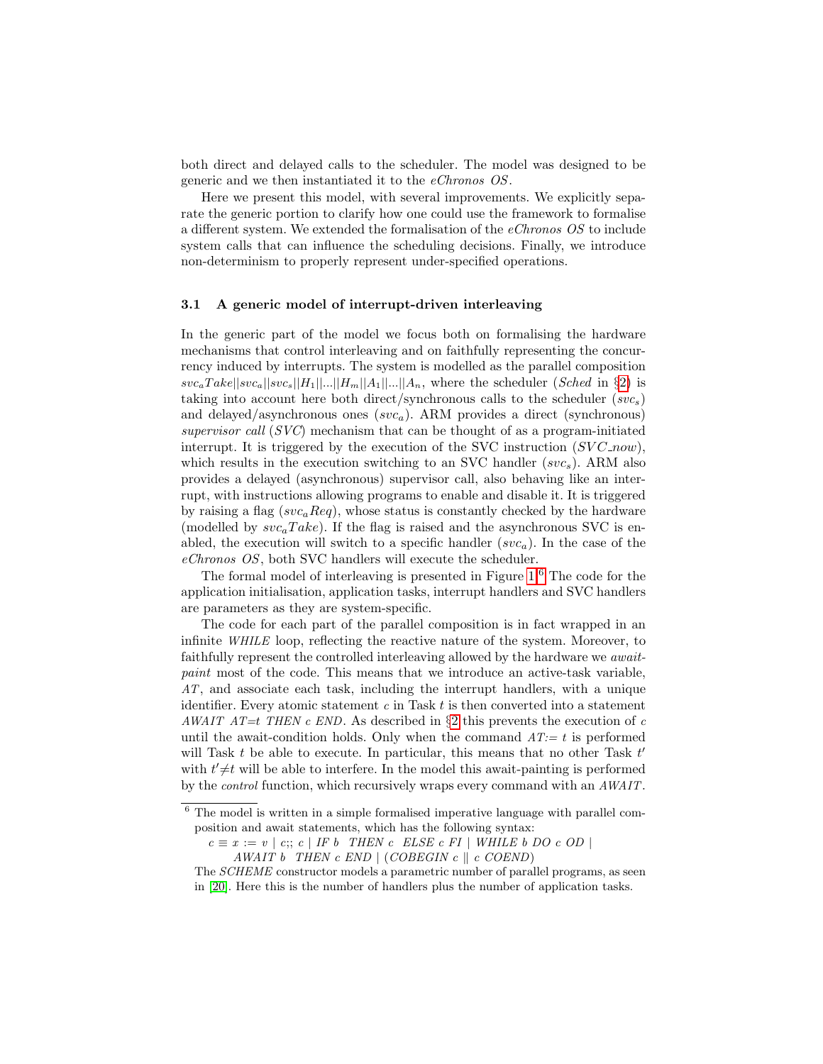both direct and delayed calls to the scheduler. The model was designed to be generic and we then instantiated it to the *eChronos OS*.

Here we present this model, with several improvements. We explicitly separate the generic portion to clarify how one could use the framework to formalise a different system. We extended the formalisation of the *eChronos OS* to include system calls that can influence the scheduling decisions. Finally, we introduce non-determinism to properly represent under-specified operations.

### 3.1 A generic model of interrupt-driven interleaving

In the generic part of the model we focus both on formalising the hardware mechanisms that control interleaving and on faithfully representing the concurrency induced by interrupts. The system is modelled as the parallel composition $svc_aTake||svc_a||svc_s||H_1||...||H_m||A_1||...||A_n$, where the scheduler (*Sched* in §2) is taking into account here both direct/synchronous calls to the scheduler ($svc_s$) and delayed/asynchronous ones ($svc_a$). ARM provides a direct (synchronous) *supervisor call* (*SVC*) mechanism that can be thought of as a program-initiated interrupt. It is triggered by the execution of the SVC instruction ($SVC\_now$), which results in the execution switching to an SVC handler ($svc_s$). ARM also provides a delayed (asynchronous) supervisor call, also behaving like an interrupt, with instructions allowing programs to enable and disable it. It is triggered by raising a flag ($svc_aReq$), whose status is constantly checked by the hardware (modelled by $svc_aTake$). If the flag is raised and the asynchronous SVC is enabled, the execution will switch to a specific handler ($svc_a$). In the case of the *eChronos OS*, both SVC handlers will execute the scheduler.

The formal model of interleaving is presented in Figure 1.[6] The code for the application initialisation, application tasks, interrupt handlers and SVC handlers are parameters as they are system-specific.

The code for each part of the parallel composition is in fact wrapped in an infinite *WHILE* loop, reflecting the reactive nature of the system. Moreover, to faithfully represent the controlled interleaving allowed by the hardware we *await-paint* most of the code. This means that we introduce an active-task variable, *AT*, and associate each task, including the interrupt handlers, with a unique identifier. Every atomic statement $c$ in Task $t$ is then converted into a statement *AWAIT* $AT{=}t$ *THEN* $c$ *END*. As described in §2 this prevents the execution of $c$ until the await-condition holds. Only when the command $AT{:=}\ t$ is performed will Task $t$ be able to execute. In particular, this means that no other Task $t'$ with $t'{\neq}t$ will be able to interfere. In the model this await-painting is performed by the *control* function, which recursively wraps every command with an *AWAIT*.

---

[6] The model is written in a simple formalised imperative language with parallel composition and await statements, which has the following syntax:

$c \equiv x := v \mid c;;\ c \mid IF\ b\ \ THEN\ c\ \ ELSE\ c\ FI \mid WHILE\ b\ DO\ c\ OD \mid$
$\quad AWAIT\ b\ \ THEN\ c\ END \mid (COBEGIN\ c \parallel c\ COEND)$

The *SCHEME* constructor models a parametric number of parallel programs, as seen in [20]. Here this is the number of handlers plus the number of application tasks.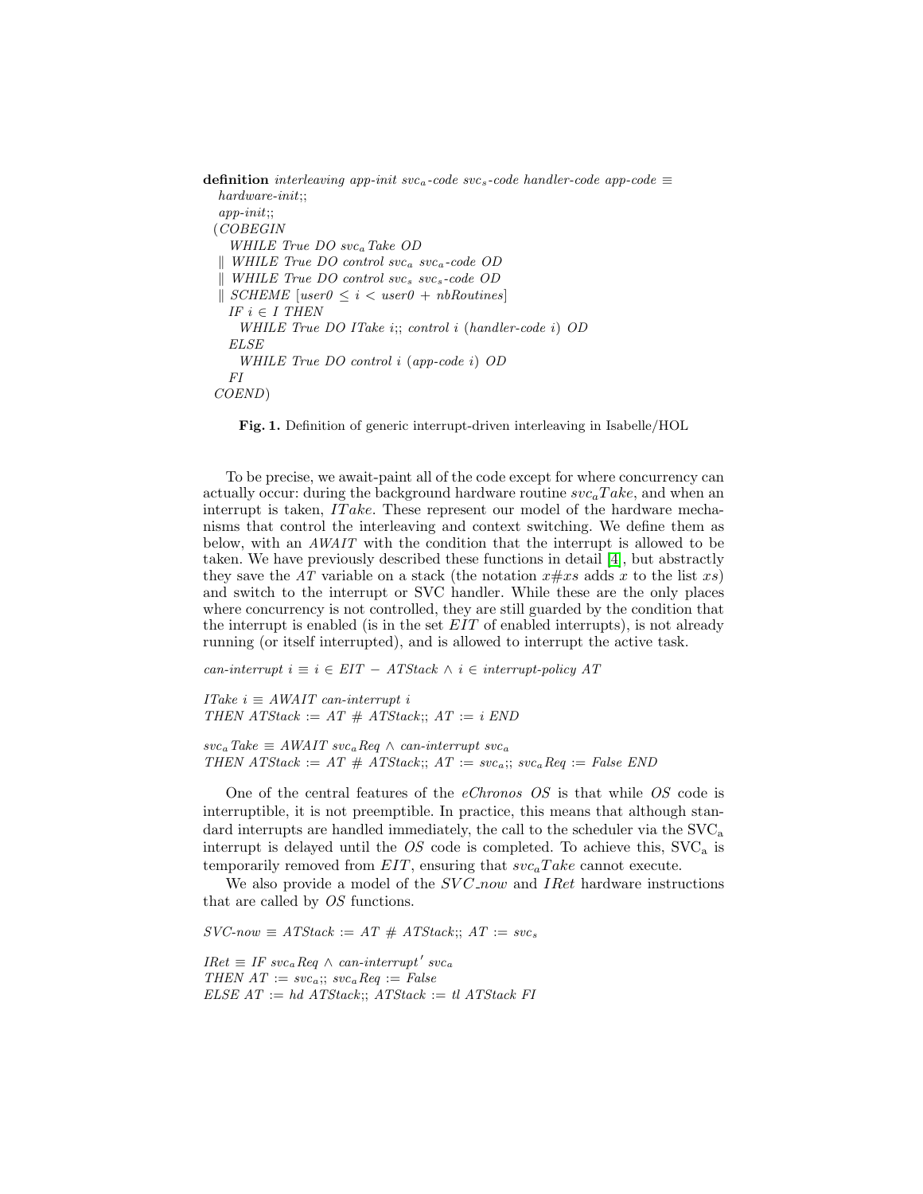```
definition interleaving app-init svc_a-code svc_s-code handler-code app-code ≡
  hardware-init;;
  app-init;;
 (COBEGIN
    WHILE True DO svc_a Take OD
  ∥ WHILE True DO control svc_a svc_a-code OD
  ∥ WHILE True DO control svc_s svc_s-code OD
  ∥ SCHEME [user0 ≤ i < user0 + nbRoutines]
    IF i ∈ I THEN
      WHILE True DO ITake i;; control i (handler-code i) OD
    ELSE
      WHILE True DO control i (app-code i) OD
    FI
 COEND)
```

**Fig. 1.** Definition of generic interrupt-driven interleaving in Isabelle/HOL

To be precise, we await-paint all of the code except for where concurrency can actually occur: during the background hardware routine $svc_aTake$, and when an interrupt is taken, $ITake$. These represent our model of the hardware mechanisms that control the interleaving and context switching. We define them as below, with an *AWAIT* with the condition that the interrupt is allowed to be taken. We have previously described these functions in detail [4], but abstractly they save the $AT$ variable on a stack (the notation $x\#xs$ adds $x$ to the list $xs$) and switch to the interrupt or SVC handler. While these are the only places where concurrency is not controlled, they are still guarded by the condition that the interrupt is enabled (is in the set $EIT$ of enabled interrupts), is not already running (or itself interrupted), and is allowed to interrupt the active task.

```
can-interrupt i ≡ i ∈ EIT − ATStack ∧ i ∈ interrupt-policy AT

ITake i ≡ AWAIT can-interrupt i
THEN ATStack := AT # ATStack;; AT := i END

svc_a Take ≡ AWAIT svc_a Req ∧ can-interrupt svc_a
THEN ATStack := AT # ATStack;; AT := svc_a;; svc_a Req := False END
```

One of the central features of the *eChronos OS* is that while *OS* code is interruptible, it is not preemptible. In practice, this means that although standard interrupts are handled immediately, the call to the scheduler via the $\mathrm{SVC_a}$ interrupt is delayed until the *OS* code is completed. To achieve this, $\mathrm{SVC_a}$ is temporarily removed from $EIT$, ensuring that $svc_aTake$ cannot execute.

We also provide a model of the $SVC\_now$ and $IRet$ hardware instructions that are called by *OS* functions.

```
SVC-now ≡ ATStack := AT # ATStack;; AT := svc_s

IRet ≡ IF svc_a Req ∧ can-interrupt' svc_a
THEN AT := svc_a;; svc_a Req := False
ELSE AT := hd ATStack;; ATStack := tl ATStack FI
```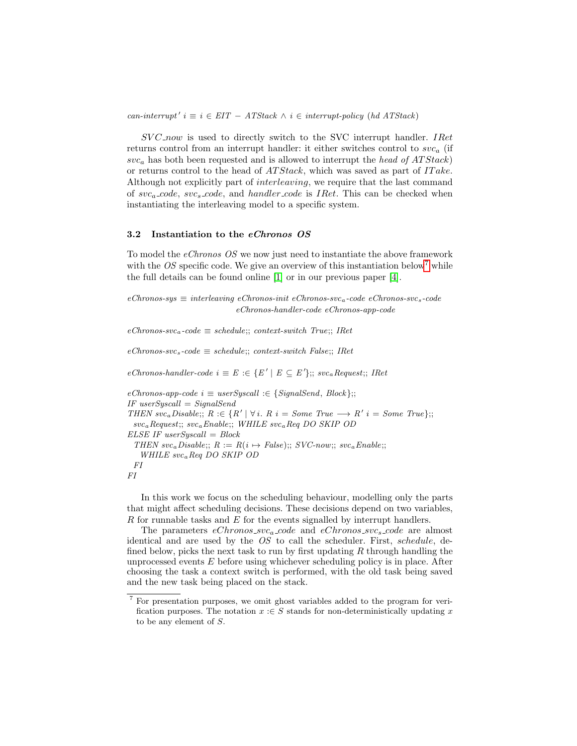$can\text{-}interrupt'\ i \equiv i \in EIT - ATStack \wedge i \in interrupt\text{-}policy\ (hd\ ATStack)$

*SVC_now* is used to directly switch to the SVC interrupt handler. *IRet* returns control from an interrupt handler: it either switches control to $svc_a$ (if $svc_a$ has both been requested and is allowed to interrupt the *head of ATStack*) or returns control to the head of *ATStack*, which was saved as part of *ITake*. Although not explicitly part of *interleaving*, we require that the last command of $svc_a$*_code*, $svc_s$*_code*, and *handler_code* is *IRet*. This can be checked when instantiating the interleaving model to a specific system.

### 3.2 Instantiation to the *eChronos OS*

To model the *eChronos OS* we now just need to instantiate the above framework with the *OS* specific code. We give an overview of this instantiation below[7] while the full details can be found online [1] or in our previous paper [4].

$$eChronos\text{-}sys \equiv interleaving\ eChronos\text{-}init\ eChronos\text{-}svc_a\text{-}code\ eChronos\text{-}svc_s\text{-}code\ eChronos\text{-}handler\text{-}code\ eChronos\text{-}app\text{-}code$$

$$eChronos\text{-}svc_a\text{-}code \equiv schedule;;\ context\text{-}switch\ True;;\ IRet$$

$$eChronos\text{-}svc_s\text{-}code \equiv schedule;;\ context\text{-}switch\ False;;\ IRet$$

$$eChronos\text{-}handler\text{-}code\ i \equiv E :\in \{E' \mid E \subseteq E'\};;\ svc_a Request;;\ IRet$$

```
eChronos-app-code i ≡ userSyscall :∈ {SignalSend, Block};;
IF userSyscall = SignalSend
THEN svc_a Disable;; R :∈ {R' | ∀ i. R i = Some True ⟶ R' i = Some True};;
  svc_a Request;; svc_a Enable;; WHILE svc_a Req DO SKIP OD
ELSE IF userSyscall = Block
  THEN svc_a Disable;; R := R(i ↦ False);; SVC-now;; svc_a Enable;;
    WHILE svc_a Req DO SKIP OD
  FI
FI
```

In this work we focus on the scheduling behaviour, modelling only the parts that might affect scheduling decisions. These decisions depend on two variables, $R$ for runnable tasks and $E$ for the events signalled by interrupt handlers.

The parameters *eChronos_svc_a_code* and *eChronos_svc_s_code* are almost identical and are used by the *OS* to call the scheduler. First, *schedule*, defined below, picks the next task to run by first updating $R$ through handling the unprocessed events $E$ before using whichever scheduling policy is in place. After choosing the task a context switch is performed, with the old task being saved and the new task being placed on the stack.

[7] For presentation purposes, we omit ghost variables added to the program for verification purposes. The notation $x :\in S$ stands for non-deterministically updating $x$ to be any element of $S$.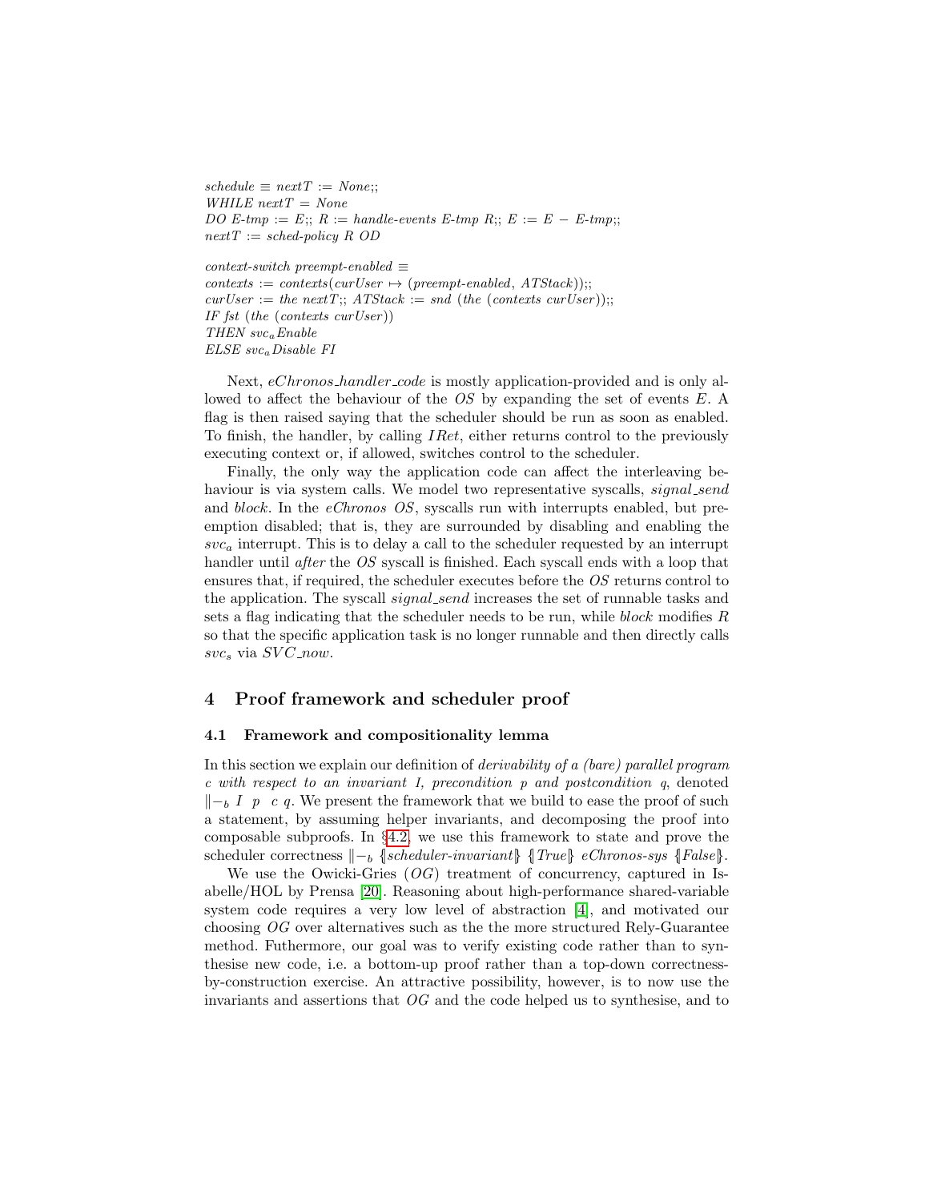*schedule* ≡ *nextT* := *None*;;
*WHILE nextT* = *None*
*DO E-tmp* := *E*;; *R* := *handle-events E-tmp R*;; *E* := *E* − *E-tmp*;;
*nextT* := *sched-policy R OD*

*context-switch preempt-enabled* ≡
*contexts* := *contexts*(*curUser* ↦ (*preempt-enabled*, *ATStack*));;
*curUser* := *the nextT*;; *ATStack* := *snd* (*the* (*contexts curUser*));;
*IF fst* (*the* (*contexts curUser*))
*THEN* $svc_a$*Enable*
*ELSE* $svc_a$*Disable FI*

Next, *eChronos_handler_code* is mostly application-provided and is only allowed to affect the behaviour of the *OS* by expanding the set of events *E*. A flag is then raised saying that the scheduler should be run as soon as enabled. To finish, the handler, by calling *IRet*, either returns control to the previously executing context or, if allowed, switches control to the scheduler.

Finally, the only way the application code can affect the interleaving behaviour is via system calls. We model two representative syscalls, *signal_send* and *block*. In the *eChronos OS*, syscalls run with interrupts enabled, but preemption disabled; that is, they are surrounded by disabling and enabling the $svc_a$ interrupt. This is to delay a call to the scheduler requested by an interrupt handler until *after* the *OS* syscall is finished. Each syscall ends with a loop that ensures that, if required, the scheduler executes before the *OS* returns control to the application. The syscall *signal_send* increases the set of runnable tasks and sets a flag indicating that the scheduler needs to be run, while *block* modifies *R* so that the specific application task is no longer runnable and then directly calls $svc_s$ via *SVC_now*.

## 4 Proof framework and scheduler proof

### 4.1 Framework and compositionality lemma

In this section we explain our definition of *derivability of a (bare) parallel program c with respect to an invariant I, precondition p and postcondition q*, denoted $\Vert\!-_b\ I\ \ p\ \ c\ q$. We present the framework that we build to ease the proof of such a statement, by assuming helper invariants, and decomposing the proof into composable subproofs. In §4.2, we use this framework to state and prove the scheduler correctness $\Vert\!-_b$ ⦃*scheduler-invariant*⦄ ⦃*True*⦄ *eChronos-sys* ⦃*False*⦄.

We use the Owicki-Gries (*OG*) treatment of concurrency, captured in Isabelle/HOL by Prensa [20]. Reasoning about high-performance shared-variable system code requires a very low level of abstraction [4], and motivated our choosing *OG* over alternatives such as the the more structured Rely-Guarantee method. Futhermore, our goal was to verify existing code rather than to synthesise new code, i.e. a bottom-up proof rather than a top-down correctness-by-construction exercise. An attractive possibility, however, is to now use the invariants and assertions that *OG* and the code helped us to synthesise, and to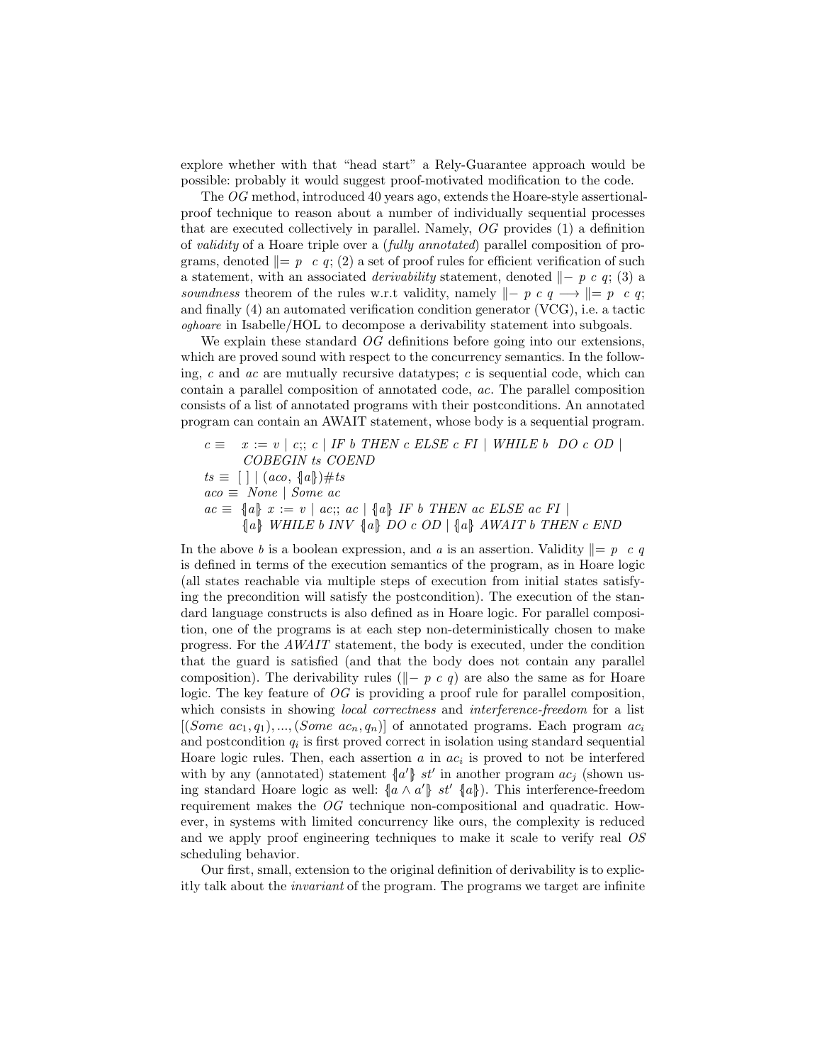explore whether with that "head start" a Rely-Guarantee approach would be possible: probably it would suggest proof-motivated modification to the code.

The *OG* method, introduced 40 years ago, extends the Hoare-style assertional-proof technique to reason about a number of individually sequential processes that are executed collectively in parallel. Namely, *OG* provides (1) a definition of *validity* of a Hoare triple over a (*fully annotated*) parallel composition of programs, denoted $\Vert\!= p\ \ c\ q$; (2) a set of proof rules for efficient verification of such a statement, with an associated *derivability* statement, denoted $\Vert\!-\ p\ c\ q$; (3) a *soundness* theorem of the rules w.r.t validity, namely $\Vert\!-\ p\ c\ q \longrightarrow \Vert\!= p\ \ c\ q$; and finally (4) an automated verification condition generator (VCG), i.e. a tactic *oghoare* in Isabelle/HOL to decompose a derivability statement into subgoals.

We explain these standard *OG* definitions before going into our extensions, which are proved sound with respect to the concurrency semantics. In the following, $c$ and $ac$ are mutually recursive datatypes; $c$ is sequential code, which can contain a parallel composition of annotated code, $ac$. The parallel composition consists of a list of annotated programs with their postconditions. An annotated program can contain an AWAIT statement, whose body is a sequential program.

$$
\begin{array}{rl}
c \equiv & x := v \mid c;;\ c \mid \mathit{IF}\ b\ \mathit{THEN}\ c\ \mathit{ELSE}\ c\ \mathit{FI} \mid \mathit{WHILE}\ b\ \ \mathit{DO}\ c\ \mathit{OD} \mid \\
 & \mathit{COBEGIN}\ ts\ \mathit{COEND} \\
ts \equiv & [\,] \mid (aco,\ \{\!|a|\!\})\#ts \\
aco \equiv & \mathit{None} \mid \mathit{Some}\ ac \\
ac \equiv & \{\!|a|\!\}\ x := v \mid ac;;\ ac \mid \{\!|a|\!\}\ \mathit{IF}\ b\ \mathit{THEN}\ ac\ \mathit{ELSE}\ ac\ \mathit{FI} \mid \\
 & \{\!|a|\!\}\ \mathit{WHILE}\ b\ \mathit{INV}\ \{\!|a|\!\}\ \mathit{DO}\ c\ \mathit{OD} \mid \{\!|a|\!\}\ \mathit{AWAIT}\ b\ \mathit{THEN}\ c\ \mathit{END}
\end{array}
$$

In the above $b$ is a boolean expression, and $a$ is an assertion. Validity $\Vert\!= p\ \ c\ q$ is defined in terms of the execution semantics of the program, as in Hoare logic (all states reachable via multiple steps of execution from initial states satisfying the precondition will satisfy the postcondition). The execution of the standard language constructs is also defined as in Hoare logic. For parallel composition, one of the programs is at each step non-deterministically chosen to make progress. For the *AWAIT* statement, the body is executed, under the condition that the guard is satisfied (and that the body does not contain any parallel composition). The derivability rules ($\Vert\!-\ p\ c\ q$) are also the same as for Hoare logic. The key feature of *OG* is providing a proof rule for parallel composition, which consists in showing *local correctness* and *interference-freedom* for a list $[(\mathit{Some}\ ac_1, q_1), ..., (\mathit{Some}\ ac_n, q_n)]$ of annotated programs. Each program $ac_i$ and postcondition $q_i$ is first proved correct in isolation using standard sequential Hoare logic rules. Then, each assertion $a$ in $ac_i$ is proved to not be interfered with by any (annotated) statement $\{\!|a'|\!\}\ st'$ in another program $ac_j$ (shown using standard Hoare logic as well: $\{\!|a \wedge a'|\!\}\ st'\ \{\!|a|\!\}$). This interference-freedom requirement makes the *OG* technique non-compositional and quadratic. However, in systems with limited concurrency like ours, the complexity is reduced and we apply proof engineering techniques to make it scale to verify real *OS* scheduling behavior.

Our first, small, extension to the original definition of derivability is to explicitly talk about the *invariant* of the program. The programs we target are infinite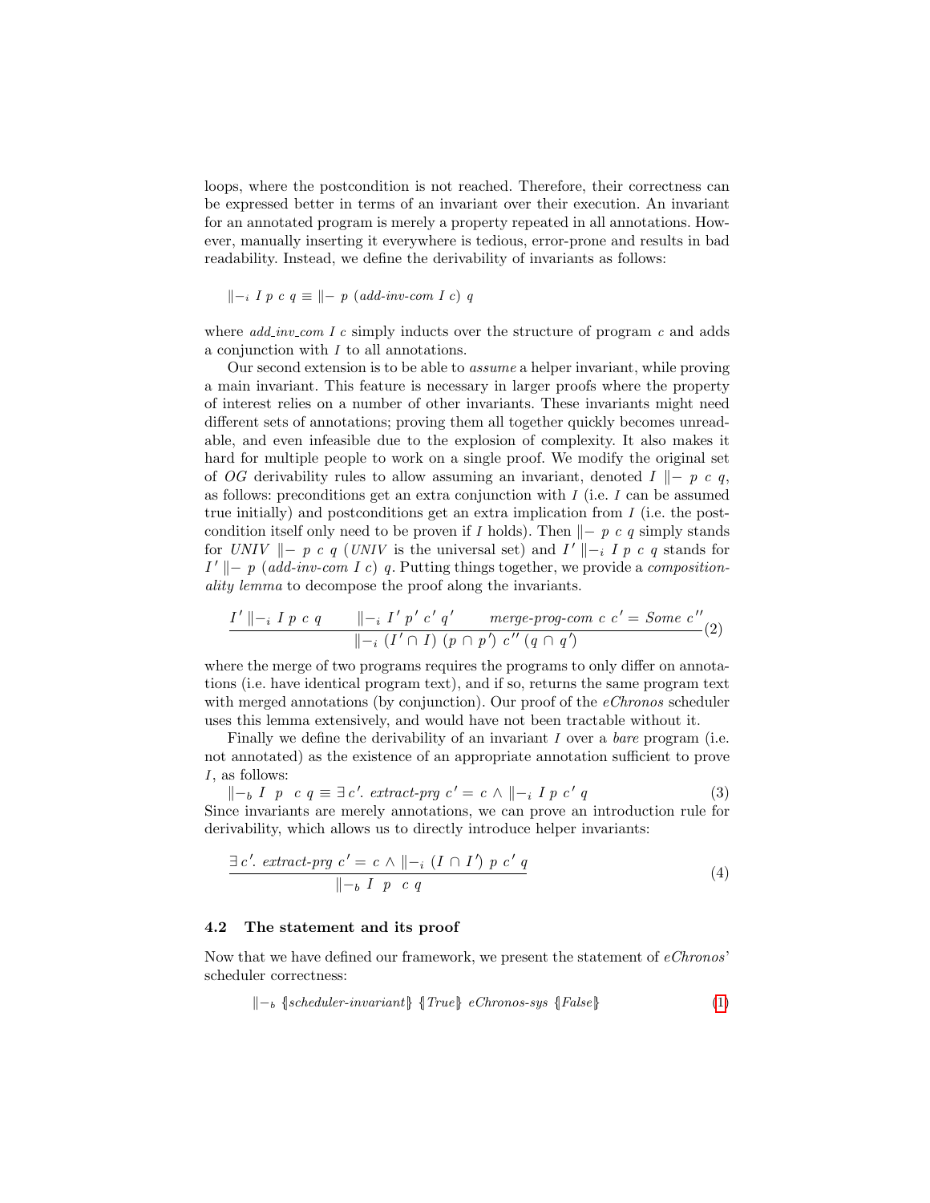loops, where the postcondition is not reached. Therefore, their correctness can be expressed better in terms of an invariant over their execution. An invariant for an annotated program is merely a property repeated in all annotations. However, manually inserting it everywhere is tedious, error-prone and results in bad readability. Instead, we define the derivability of invariants as follows:

$$\Vdash_i I\ p\ c\ q \equiv \Vdash p\ (\textit{add-inv-com}\ I\ c)\ q$$

where *add_inv_com* $I$ $c$ simply inducts over the structure of program $c$ and adds a conjunction with $I$ to all annotations.

Our second extension is to be able to *assume* a helper invariant, while proving a main invariant. This feature is necessary in larger proofs where the property of interest relies on a number of other invariants. These invariants might need different sets of annotations; proving them all together quickly becomes unreadable, and even infeasible due to the explosion of complexity. It also makes it hard for multiple people to work on a single proof. We modify the original set of *OG* derivability rules to allow assuming an invariant, denoted $I \Vdash p\ c\ q$, as follows: preconditions get an extra conjunction with $I$ (i.e. $I$ can be assumed true initially) and postconditions get an extra implication from $I$ (i.e. the postcondition itself only need to be proven if $I$ holds). Then $\Vdash p\ c\ q$ simply stands for $\textit{UNIV} \Vdash p\ c\ q$ (*UNIV* is the universal set) and $I' \Vdash_i I\ p\ c\ q$ stands for $I' \Vdash p\ (\textit{add-inv-com}\ I\ c)\ q$. Putting things together, we provide a *compositionality lemma* to decompose the proof along the invariants.

$$\frac{I' \Vdash_i I\ p\ c\ q \qquad \Vdash_i I'\ p'\ c'\ q' \qquad \textit{merge-prog-com}\ c\ c' = \textit{Some}\ c''}{\Vdash_i (I' \cap I)\ (p \cap p')\ c''\ (q \cap q')} \tag{2}$$

where the merge of two programs requires the programs to only differ on annotations (i.e. have identical program text), and if so, returns the same program text with merged annotations (by conjunction). Our proof of the *eChronos* scheduler uses this lemma extensively, and would have not been tractable without it.

Finally we define the derivability of an invariant $I$ over a *bare* program (i.e. not annotated) as the existence of an appropriate annotation sufficient to prove $I$, as follows:

$$\Vdash_b I\ \ p\ \ c\ q \equiv \exists\, c'.\ \textit{extract-prg}\ c' = c \wedge \Vdash_i I\ p\ c'\ q \tag{3}$$

Since invariants are merely annotations, we can prove an introduction rule for derivability, which allows us to directly introduce helper invariants:

$$\frac{\exists\, c'.\ \textit{extract-prg}\ c' = c \wedge \Vdash_i (I \cap I')\ p\ c'\ q}{\Vdash_b I\ \ p\ \ c\ q} \tag{4}$$

### 4.2 The statement and its proof

Now that we have defined our framework, we present the statement of *eChronos*' scheduler correctness:

$$\Vdash_b \{\!|\textit{scheduler-invariant}|\!\}\ \{\!|\textit{True}|\!\}\ \textit{eChronos-sys}\ \{\!|\textit{False}|\!\} \tag{1}$$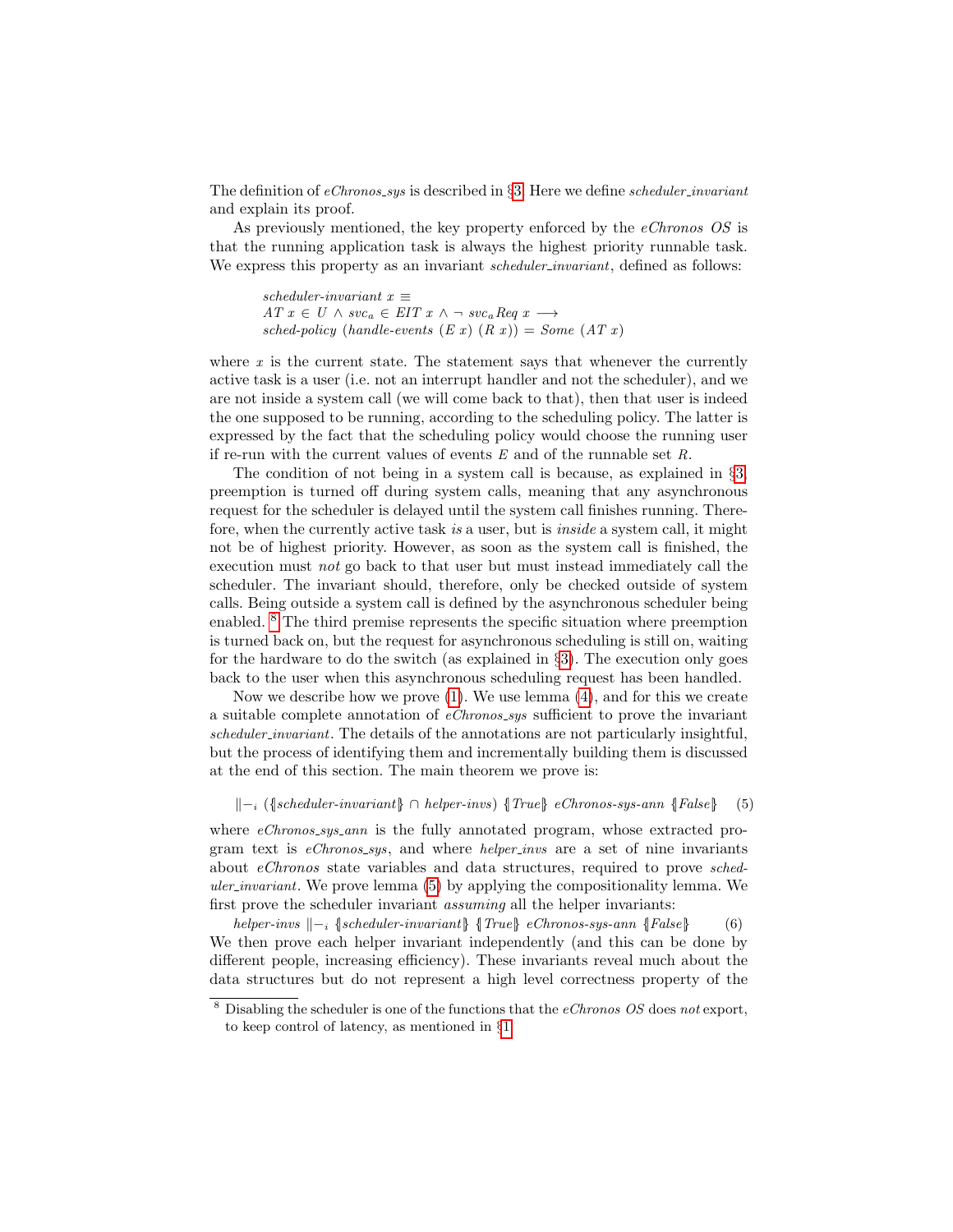The definition of *eChronos_sys* is described in §3. Here we define *scheduler_invariant* and explain its proof.

As previously mentioned, the key property enforced by the *eChronos OS* is that the running application task is always the highest priority runnable task. We express this property as an invariant *scheduler_invariant*, defined as follows:

$$
\begin{aligned}
&\textit{scheduler-invariant } x \equiv \\
&\textit{AT } x \in U \wedge \textit{svc}_a \in \textit{EIT } x \wedge \neg\ \textit{svc}_a\textit{Req } x \longrightarrow \\
&\textit{sched-policy } (\textit{handle-events } (E\ x)\ (R\ x)) = \textit{Some } (\textit{AT } x)
\end{aligned}
$$

where $x$ is the current state. The statement says that whenever the currently active task is a user (i.e. not an interrupt handler and not the scheduler), and we are not inside a system call (we will come back to that), then that user is indeed the one supposed to be running, according to the scheduling policy. The latter is expressed by the fact that the scheduling policy would choose the running user if re-run with the current values of events $E$ and of the runnable set $R$.

The condition of not being in a system call is because, as explained in §3, preemption is turned off during system calls, meaning that any asynchronous request for the scheduler is delayed until the system call finishes running. Therefore, when the currently active task *is* a user, but is *inside* a system call, it might not be of highest priority. However, as soon as the system call is finished, the execution must *not* go back to that user but must instead immediately call the scheduler. The invariant should, therefore, only be checked outside of system calls. Being outside a system call is defined by the asynchronous scheduler being enabled. [8] The third premise represents the specific situation where preemption is turned back on, but the request for asynchronous scheduling is still on, waiting for the hardware to do the switch (as explained in §3). The execution only goes back to the user when this asynchronous scheduling request has been handled.

Now we describe how we prove (1). We use lemma (4), and for this we create a suitable complete annotation of *eChronos_sys* sufficient to prove the invariant *scheduler_invariant*. The details of the annotations are not particularly insightful, but the process of identifying them and incrementally building them is discussed at the end of this section. The main theorem we prove is:

$$
\|-_i\ (\{\!|\textit{scheduler-invariant}|\!\} \cap \textit{helper-invs})\ \{\!|\textit{True}|\!\}\ \textit{eChronos-sys-ann}\ \{\!|\textit{False}|\!\} \qquad (5)
$$

where *eChronos_sys_ann* is the fully annotated program, whose extracted program text is *eChronos_sys*, and where *helper_invs* are a set of nine invariants about *eChronos* state variables and data structures, required to prove *scheduler_invariant*. We prove lemma (5) by applying the compositionality lemma. We first prove the scheduler invariant *assuming* all the helper invariants:

$$
\textit{helper-invs}\ \|-_i\ \{\!|\textit{scheduler-invariant}|\!\}\ \{\!|\textit{True}|\!\}\ \textit{eChronos-sys-ann}\ \{\!|\textit{False}|\!\} \qquad (6)
$$

We then prove each helper invariant independently (and this can be done by different people, increasing efficiency). These invariants reveal much about the data structures but do not represent a high level correctness property of the

---

[8] Disabling the scheduler is one of the functions that the *eChronos OS* does *not* export, to keep control of latency, as mentioned in §1.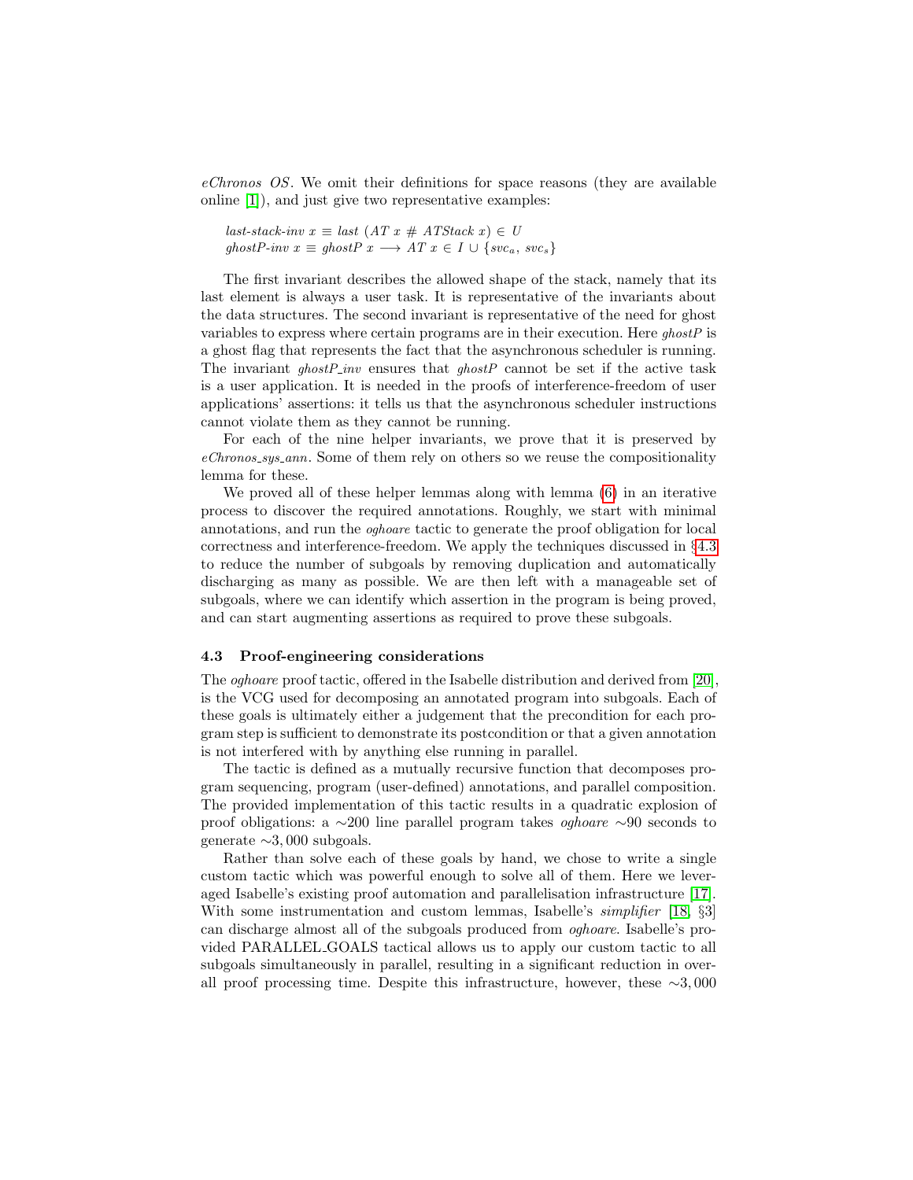*eChronos OS*. We omit their definitions for space reasons (they are available online [1]), and just give two representative examples:

$$\textit{last-stack-inv}\ x \equiv \textit{last}\ (AT\ x\ \#\ ATStack\ x) \in U$$
$$\textit{ghostP-inv}\ x \equiv \textit{ghostP}\ x \longrightarrow AT\ x \in I \cup \{svc_a,\ svc_s\}$$

The first invariant describes the allowed shape of the stack, namely that its last element is always a user task. It is representative of the invariants about the data structures. The second invariant is representative of the need for ghost variables to express where certain programs are in their execution. Here *ghostP* is a ghost flag that represents the fact that the asynchronous scheduler is running. The invariant *ghostP_inv* ensures that *ghostP* cannot be set if the active task is a user application. It is needed in the proofs of interference-freedom of user applications' assertions: it tells us that the asynchronous scheduler instructions cannot violate them as they cannot be running.

For each of the nine helper invariants, we prove that it is preserved by *eChronos_sys_ann*. Some of them rely on others so we reuse the compositionality lemma for these.

We proved all of these helper lemmas along with lemma (6) in an iterative process to discover the required annotations. Roughly, we start with minimal annotations, and run the *oghoare* tactic to generate the proof obligation for local correctness and interference-freedom. We apply the techniques discussed in §4.3 to reduce the number of subgoals by removing duplication and automatically discharging as many as possible. We are then left with a manageable set of subgoals, where we can identify which assertion in the program is being proved, and can start augmenting assertions as required to prove these subgoals.

### 4.3 Proof-engineering considerations

The *oghoare* proof tactic, offered in the Isabelle distribution and derived from [20], is the VCG used for decomposing an annotated program into subgoals. Each of these goals is ultimately either a judgement that the precondition for each program step is sufficient to demonstrate its postcondition or that a given annotation is not interfered with by anything else running in parallel.

The tactic is defined as a mutually recursive function that decomposes program sequencing, program (user-defined) annotations, and parallel composition. The provided implementation of this tactic results in a quadratic explosion of proof obligations: a ∼200 line parallel program takes *oghoare* ∼90 seconds to generate ∼3,000 subgoals.

Rather than solve each of these goals by hand, we chose to write a single custom tactic which was powerful enough to solve all of them. Here we leveraged Isabelle's existing proof automation and parallelisation infrastructure [17]. With some instrumentation and custom lemmas, Isabelle's *simplifier* [18, §3] can discharge almost all of the subgoals produced from *oghoare*. Isabelle's provided PARALLEL_GOALS tactical allows us to apply our custom tactic to all subgoals simultaneously in parallel, resulting in a significant reduction in overall proof processing time. Despite this infrastructure, however, these ∼3,000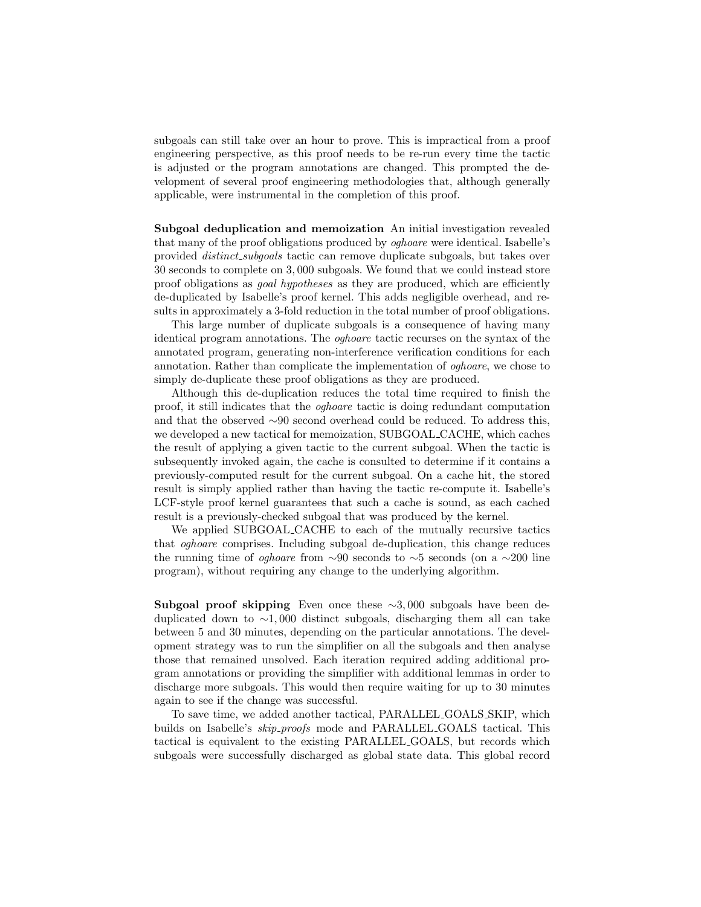subgoals can still take over an hour to prove. This is impractical from a proof engineering perspective, as this proof needs to be re-run every time the tactic is adjusted or the program annotations are changed. This prompted the development of several proof engineering methodologies that, although generally applicable, were instrumental in the completion of this proof.

**Subgoal deduplication and memoization** An initial investigation revealed that many of the proof obligations produced by *oghoare* were identical. Isabelle's provided *distinct_subgoals* tactic can remove duplicate subgoals, but takes over 30 seconds to complete on 3,000 subgoals. We found that we could instead store proof obligations as *goal hypotheses* as they are produced, which are efficiently de-duplicated by Isabelle's proof kernel. This adds negligible overhead, and results in approximately a 3-fold reduction in the total number of proof obligations.

This large number of duplicate subgoals is a consequence of having many identical program annotations. The *oghoare* tactic recurses on the syntax of the annotated program, generating non-interference verification conditions for each annotation. Rather than complicate the implementation of *oghoare*, we chose to simply de-duplicate these proof obligations as they are produced.

Although this de-duplication reduces the total time required to finish the proof, it still indicates that the *oghoare* tactic is doing redundant computation and that the observed ∼90 second overhead could be reduced. To address this, we developed a new tactical for memoization, SUBGOAL_CACHE, which caches the result of applying a given tactic to the current subgoal. When the tactic is subsequently invoked again, the cache is consulted to determine if it contains a previously-computed result for the current subgoal. On a cache hit, the stored result is simply applied rather than having the tactic re-compute it. Isabelle's LCF-style proof kernel guarantees that such a cache is sound, as each cached result is a previously-checked subgoal that was produced by the kernel.

We applied SUBGOAL_CACHE to each of the mutually recursive tactics that *oghoare* comprises. Including subgoal de-duplication, this change reduces the running time of *oghoare* from ∼90 seconds to ∼5 seconds (on a ∼200 line program), without requiring any change to the underlying algorithm.

**Subgoal proof skipping** Even once these ∼3,000 subgoals have been de-duplicated down to ∼1,000 distinct subgoals, discharging them all can take between 5 and 30 minutes, depending on the particular annotations. The development strategy was to run the simplifier on all the subgoals and then analyse those that remained unsolved. Each iteration required adding additional program annotations or providing the simplifier with additional lemmas in order to discharge more subgoals. This would then require waiting for up to 30 minutes again to see if the change was successful.

To save time, we added another tactical, PARALLEL_GOALS_SKIP, which builds on Isabelle's *skip_proofs* mode and PARALLEL_GOALS tactical. This tactical is equivalent to the existing PARALLEL_GOALS, but records which subgoals were successfully discharged as global state data. This global record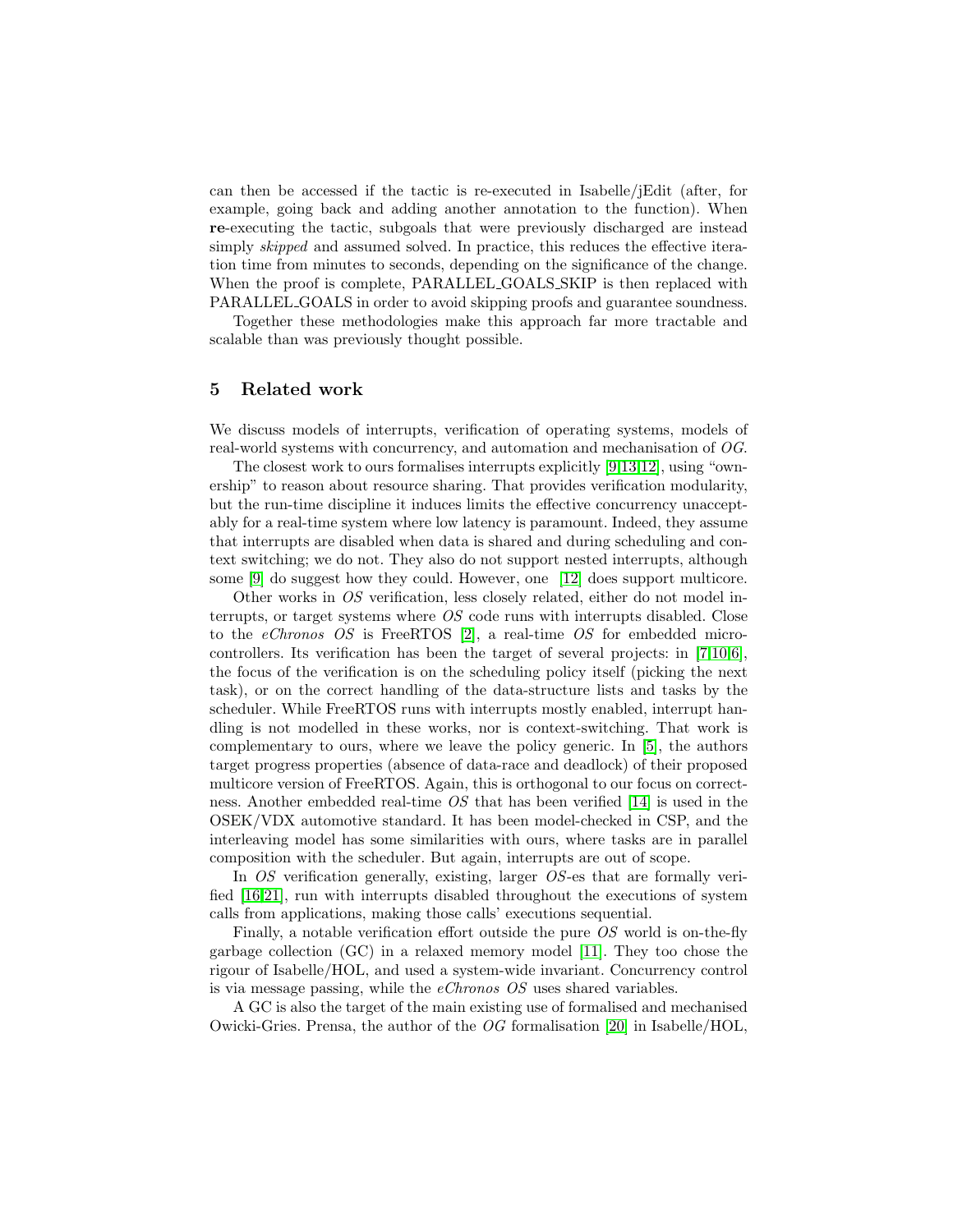can then be accessed if the tactic is re-executed in Isabelle/jEdit (after, for example, going back and adding another annotation to the function). When **re**-executing the tactic, subgoals that were previously discharged are instead simply *skipped* and assumed solved. In practice, this reduces the effective iteration time from minutes to seconds, depending on the significance of the change. When the proof is complete, PARALLEL_GOALS_SKIP is then replaced with PARALLEL_GOALS in order to avoid skipping proofs and guarantee soundness.

Together these methodologies make this approach far more tractable and scalable than was previously thought possible.

## 5 Related work

We discuss models of interrupts, verification of operating systems, models of real-world systems with concurrency, and automation and mechanisation of *OG*.

The closest work to ours formalises interrupts explicitly [9,13,12], using "ownership" to reason about resource sharing. That provides verification modularity, but the run-time discipline it induces limits the effective concurrency unacceptably for a real-time system where low latency is paramount. Indeed, they assume that interrupts are disabled when data is shared and during scheduling and context switching; we do not. They also do not support nested interrupts, although some [9] do suggest how they could. However, one [12] does support multicore.

Other works in *OS* verification, less closely related, either do not model interrupts, or target systems where *OS* code runs with interrupts disabled. Close to the *eChronos OS* is FreeRTOS [2], a real-time *OS* for embedded microcontrollers. Its verification has been the target of several projects: in [7,10,6], the focus of the verification is on the scheduling policy itself (picking the next task), or on the correct handling of the data-structure lists and tasks by the scheduler. While FreeRTOS runs with interrupts mostly enabled, interrupt handling is not modelled in these works, nor is context-switching. That work is complementary to ours, where we leave the policy generic. In [5], the authors target progress properties (absence of data-race and deadlock) of their proposed multicore version of FreeRTOS. Again, this is orthogonal to our focus on correctness. Another embedded real-time *OS* that has been verified [14] is used in the OSEK/VDX automotive standard. It has been model-checked in CSP, and the interleaving model has some similarities with ours, where tasks are in parallel composition with the scheduler. But again, interrupts are out of scope.

In *OS* verification generally, existing, larger *OS*-es that are formally verified [16,21], run with interrupts disabled throughout the executions of system calls from applications, making those calls' executions sequential.

Finally, a notable verification effort outside the pure *OS* world is on-the-fly garbage collection (GC) in a relaxed memory model [11]. They too chose the rigour of Isabelle/HOL, and used a system-wide invariant. Concurrency control is via message passing, while the *eChronos OS* uses shared variables.

A GC is also the target of the main existing use of formalised and mechanised Owicki-Gries. Prensa, the author of the *OG* formalisation [20] in Isabelle/HOL,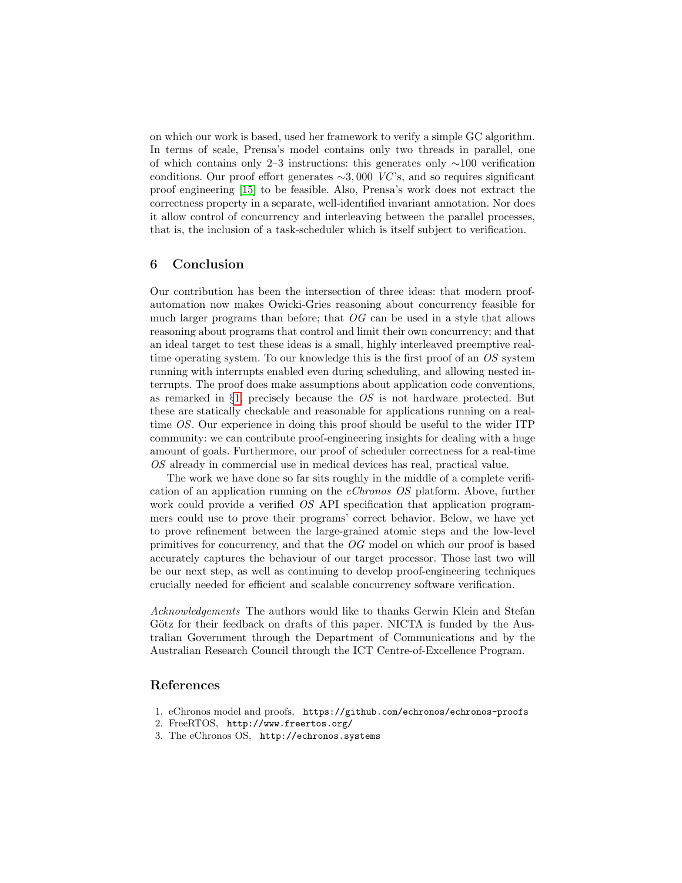on which our work is based, used her framework to verify a simple GC algorithm. In terms of scale, Prensa's model contains only two threads in parallel, one of which contains only 2–3 instructions: this generates only ∼100 verification conditions. Our proof effort generates ∼3,000 *VC*'s, and so requires significant proof engineering [15] to be feasible. Also, Prensa's work does not extract the correctness property in a separate, well-identified invariant annotation. Nor does it allow control of concurrency and interleaving between the parallel processes, that is, the inclusion of a task-scheduler which is itself subject to verification.

## 6 Conclusion

Our contribution has been the intersection of three ideas: that modern proof-automation now makes Owicki-Gries reasoning about concurrency feasible for much larger programs than before; that *OG* can be used in a style that allows reasoning about programs that control and limit their own concurrency; and that an ideal target to test these ideas is a small, highly interleaved preemptive real-time operating system. To our knowledge this is the first proof of an *OS* system running with interrupts enabled even during scheduling, and allowing nested interrupts. The proof does make assumptions about application code conventions, as remarked in §1, precisely because the *OS* is not hardware protected. But these are statically checkable and reasonable for applications running on a real-time *OS*. Our experience in doing this proof should be useful to the wider ITP community: we can contribute proof-engineering insights for dealing with a huge amount of goals. Furthermore, our proof of scheduler correctness for a real-time *OS* already in commercial use in medical devices has real, practical value.

The work we have done so far sits roughly in the middle of a complete verification of an application running on the *eChronos OS* platform. Above, further work could provide a verified *OS* API specification that application programmers could use to prove their programs' correct behavior. Below, we have yet to prove refinement between the large-grained atomic steps and the low-level primitives for concurrency, and that the *OG* model on which our proof is based accurately captures the behaviour of our target processor. Those last two will be our next step, as well as continuing to develop proof-engineering techniques crucially needed for efficient and scalable concurrency software verification.

*Acknowledgements* The authors would like to thanks Gerwin Klein and Stefan Götz for their feedback on drafts of this paper. NICTA is funded by the Australian Government through the Department of Communications and by the Australian Research Council through the ICT Centre-of-Excellence Program.

## References

1. eChronos model and proofs, `https://github.com/echronos/echronos-proofs`
2. FreeRTOS, `http://www.freertos.org/`
3. The eChronos OS, `http://echronos.systems`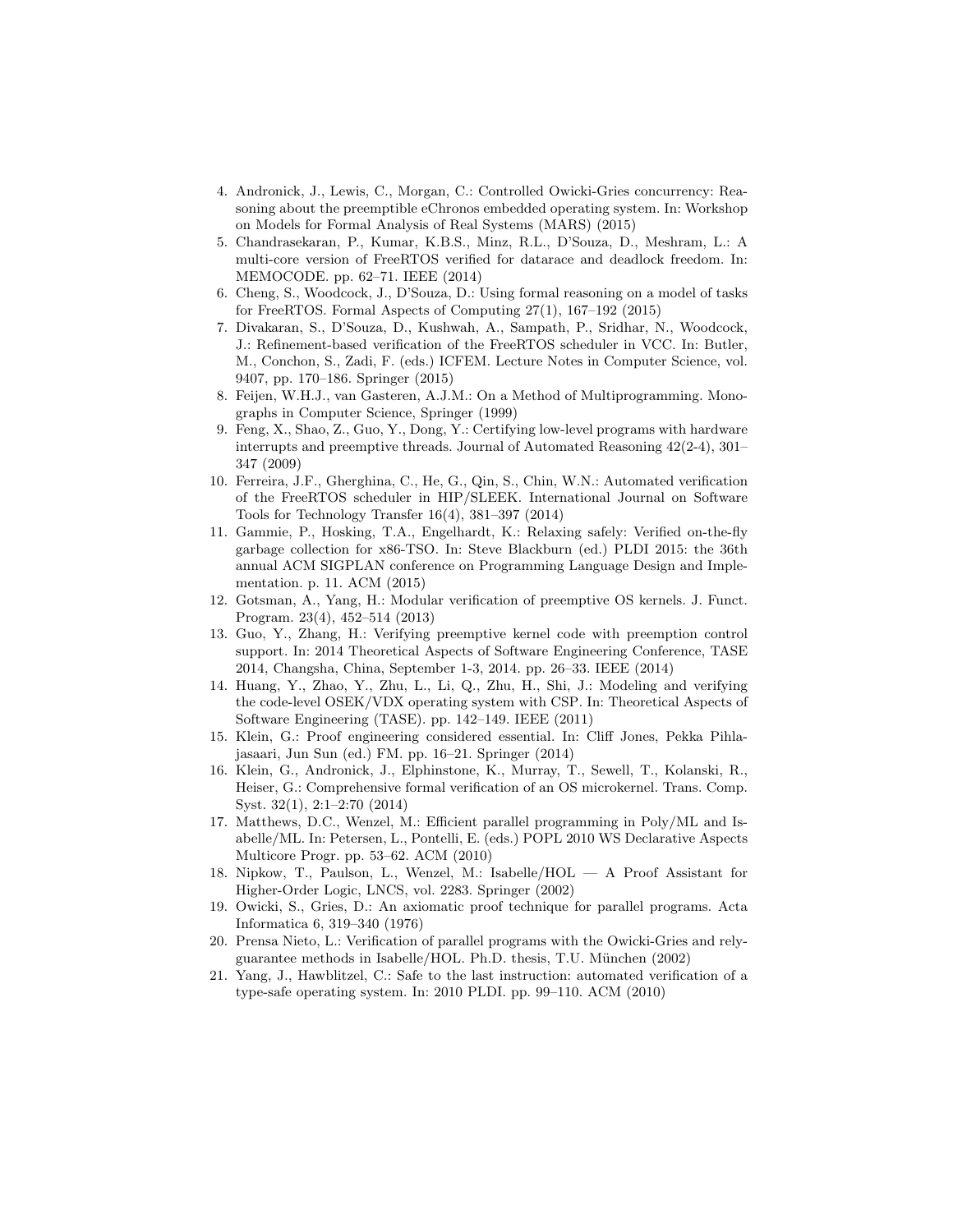4. Andronick, J., Lewis, C., Morgan, C.: Controlled Owicki-Gries concurrency: Reasoning about the preemptible eChronos embedded operating system. In: Workshop on Models for Formal Analysis of Real Systems (MARS) (2015)
5. Chandrasekaran, P., Kumar, K.B.S., Minz, R.L., D'Souza, D., Meshram, L.: A multi-core version of FreeRTOS verified for datarace and deadlock freedom. In: MEMOCODE. pp. 62–71. IEEE (2014)
6. Cheng, S., Woodcock, J., D'Souza, D.: Using formal reasoning on a model of tasks for FreeRTOS. Formal Aspects of Computing 27(1), 167–192 (2015)
7. Divakaran, S., D'Souza, D., Kushwah, A., Sampath, P., Sridhar, N., Woodcock, J.: Refinement-based verification of the FreeRTOS scheduler in VCC. In: Butler, M., Conchon, S., Zadi, F. (eds.) ICFEM. Lecture Notes in Computer Science, vol. 9407, pp. 170–186. Springer (2015)
8. Feijen, W.H.J., van Gasteren, A.J.M.: On a Method of Multiprogramming. Monographs in Computer Science, Springer (1999)
9. Feng, X., Shao, Z., Guo, Y., Dong, Y.: Certifying low-level programs with hardware interrupts and preemptive threads. Journal of Automated Reasoning 42(2-4), 301–347 (2009)
10. Ferreira, J.F., Gherghina, C., He, G., Qin, S., Chin, W.N.: Automated verification of the FreeRTOS scheduler in HIP/SLEEK. International Journal on Software Tools for Technology Transfer 16(4), 381–397 (2014)
11. Gammie, P., Hosking, T.A., Engelhardt, K.: Relaxing safely: Verified on-the-fly garbage collection for x86-TSO. In: Steve Blackburn (ed.) PLDI 2015: the 36th annual ACM SIGPLAN conference on Programming Language Design and Implementation. p. 11. ACM (2015)
12. Gotsman, A., Yang, H.: Modular verification of preemptive OS kernels. J. Funct. Program. 23(4), 452–514 (2013)
13. Guo, Y., Zhang, H.: Verifying preemptive kernel code with preemption control support. In: 2014 Theoretical Aspects of Software Engineering Conference, TASE 2014, Changsha, China, September 1-3, 2014. pp. 26–33. IEEE (2014)
14. Huang, Y., Zhao, Y., Zhu, L., Li, Q., Zhu, H., Shi, J.: Modeling and verifying the code-level OSEK/VDX operating system with CSP. In: Theoretical Aspects of Software Engineering (TASE). pp. 142–149. IEEE (2011)
15. Klein, G.: Proof engineering considered essential. In: Cliff Jones, Pekka Pihlajasaari, Jun Sun (ed.) FM. pp. 16–21. Springer (2014)
16. Klein, G., Andronick, J., Elphinstone, K., Murray, T., Sewell, T., Kolanski, R., Heiser, G.: Comprehensive formal verification of an OS microkernel. Trans. Comp. Syst. 32(1), 2:1–2:70 (2014)
17. Matthews, D.C., Wenzel, M.: Efficient parallel programming in Poly/ML and Isabelle/ML. In: Petersen, L., Pontelli, E. (eds.) POPL 2010 WS Declarative Aspects Multicore Progr. pp. 53–62. ACM (2010)
18. Nipkow, T., Paulson, L., Wenzel, M.: Isabelle/HOL — A Proof Assistant for Higher-Order Logic, LNCS, vol. 2283. Springer (2002)
19. Owicki, S., Gries, D.: An axiomatic proof technique for parallel programs. Acta Informatica 6, 319–340 (1976)
20. Prensa Nieto, L.: Verification of parallel programs with the Owicki-Gries and rely-guarantee methods in Isabelle/HOL. Ph.D. thesis, T.U. München (2002)
21. Yang, J., Hawblitzel, C.: Safe to the last instruction: automated verification of a type-safe operating system. In: 2010 PLDI. pp. 99–110. ACM (2010)